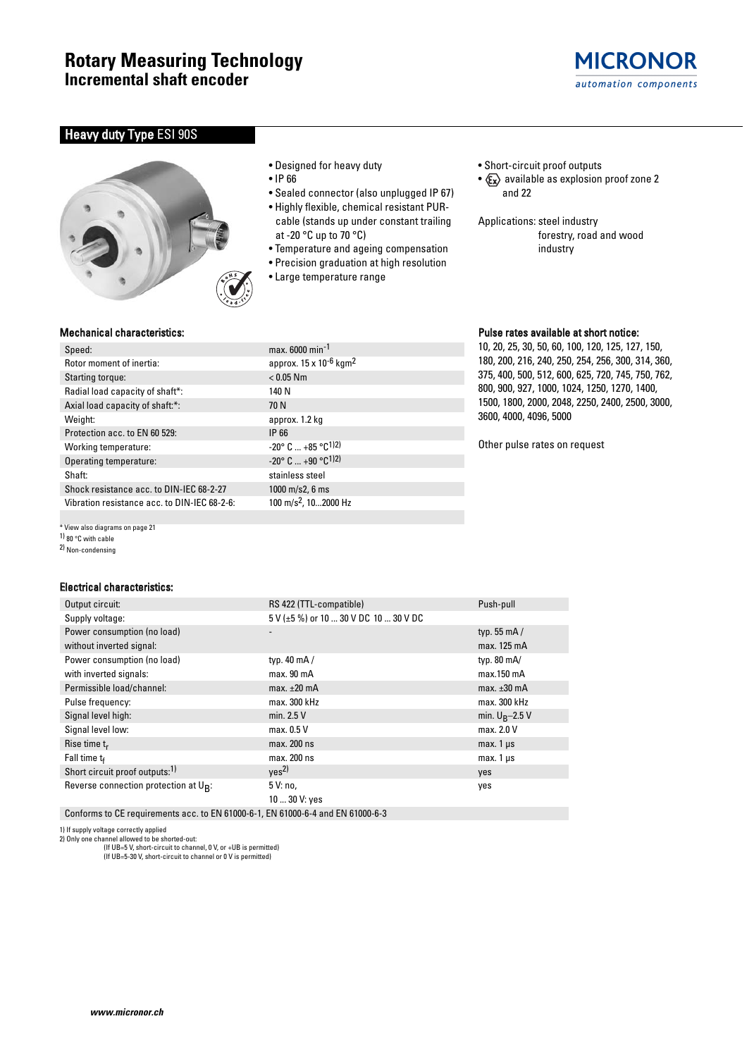# Rotary Measuring Technology
## Incremental shaft encoder

## Heavy duty Type ESI 90S

- Designed for heavy duty
- IP 66
- Sealed connector (also unplugged IP 67)
- Highly flexible, chemical resistant PUR-cable (stands up under constant trailing at -20 °C up to 70 °C)
- Temperature and ageing compensation
- Precision graduation at high resolution
- Large temperature range

- Short-circuit proof outputs
- Ex available as explosion proof zone 2 and 22

Applications: steel industry
forestry, road and wood industry

### Mechanical characteristics:

| | |
|---|---|
| Speed: | max. 6000 $min^{-1}$ |
| Rotor moment of inertia: | approx. 15 x $10^{-6}$ $kgm^2$ |
| Starting torque: | < 0.05 Nm |
| Radial load capacity of shaft*: | 140 N |
| Axial load capacity of shaft:*: | 70 N |
| Weight: | approx. 1.2 kg |
| Protection acc. to EN 60 529: | IP 66 |
| Working temperature: | -20° C ... +85 °C[1)2)] |
| Operating temperature: | -20° C ... +90 °C[1)2)] |
| Shaft: | stainless steel |
| Shock resistance acc. to DIN-IEC 68-2-27 | 1000 m/s2, 6 ms |
| Vibration resistance acc. to DIN-IEC 68-2-6: | 100 $m/s^2$, 10...2000 Hz |

\* View also diagrams on page 21
[1)] 80 °C with cable
[2)] Non-condensing

### Pulse rates available at short notice:

10, 20, 25, 30, 50, 60, 100, 120, 125, 127, 150, 180, 200, 216, 240, 250, 254, 256, 300, 314, 360, 375, 400, 500, 512, 600, 625, 720, 745, 750, 762, 800, 900, 927, 1000, 1024, 1250, 1270, 1400, 1500, 1800, 2000, 2048, 2250, 2400, 2500, 3000, 3600, 4000, 4096, 5000

Other pulse rates on request

### Electrical characteristics:

| | | |
|---|---|---|
| Output circuit: | RS 422 (TTL-compatible) | Push-pull |
| Supply voltage: | 5 V (±5 %) or 10 ... 30 V DC | 10 ... 30 V DC |
| Power consumption (no load) without inverted signal: | - | typ. 55 mA / max. 125 mA |
| Power consumption (no load) with inverted signals: | typ. 40 mA / max. 90 mA | typ. 80 mA/ max.150 mA |
| Permissible load/channel: | max. ±20 mA | max. ±30 mA |
| Pulse frequency: | max. 300 kHz | max. 300 kHz |
| Signal level high: | min. 2.5 V | min. $U_B$–2.5 V |
| Signal level low: | max. 0.5 V | max. 2.0 V |
| Rise time $t_r$ | max. 200 ns | max. 1 µs |
| Fall time $t_f$ | max. 200 ns | max. 1 µs |
| Short circuit proof outputs:[1)] | yes[2)] | yes |
| Reverse connection protection at $U_B$: | 5 V: no, 10 ... 30 V: yes | yes |
| Conforms to CE requirements acc. to EN 61000-6-1, EN 61000-6-4 and EN 61000-6-3 | | |

1) If supply voltage correctly applied
2) Only one channel allowed to be shorted-out:
(If UB=5 V, short-circuit to channel, 0 V, or +UB is permitted)
(If UB=5-30 V, short-circuit to channel or 0 V is permitted)

www.micronor.ch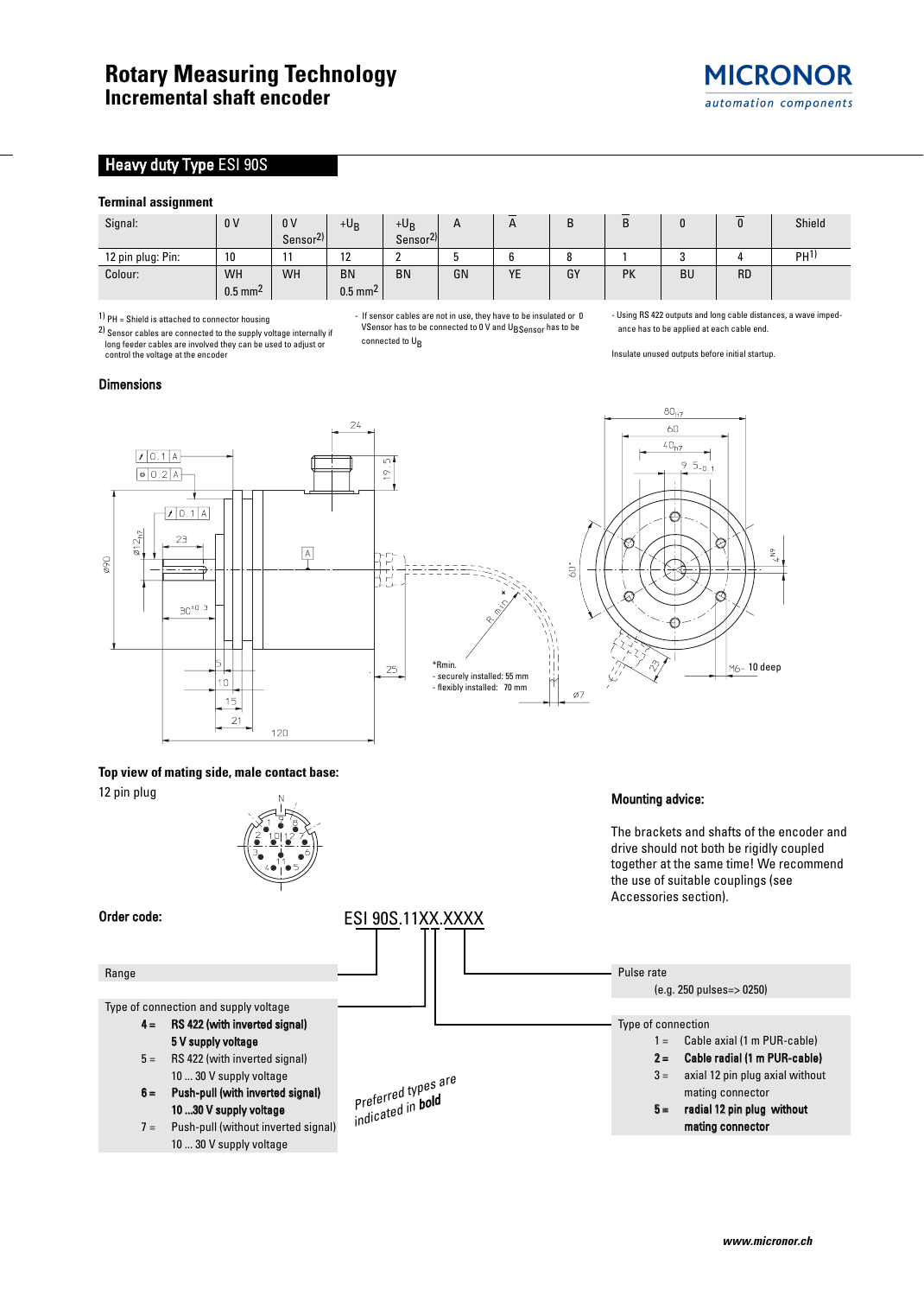# Rotary Measuring Technology
## Incremental shaft encoder

MICRONOR
automation components

## Heavy duty Type ESI 90S

### Terminal assignment

| Signal: | 0 V | 0 V Sensor[2] | $+U_B$ | $+U_B$ Sensor[2] | A | $\overline{A}$ | B | $\overline{B}$ | 0 | $\overline{0}$ | Shield |
|---|---|---|---|---|---|---|---|---|---|---|---|
| 12 pin plug: Pin: | 10 | 11 | 12 | 2 | 5 | 6 | 8 | 1 | 3 | 4 | PH[1] |
| Colour: | WH 0.5 $mm^2$ | WH | BN 0.5 $mm^2$ | BN | GN | YE | GY | PK | BU | RD | |

[1] PH = Shield is attached to connector housing
[2] Sensor cables are connected to the supply voltage internally if long feeder cables are involved they can be used to adjust or control the voltage at the encoder

- If sensor cables are not in use, they have to be insulated or 0 VSensor has to be connected to 0 V and $U_{BSensor}$ has to be connected to $U_B$

- Using RS 422 outputs and long cable distances, a wave impedance has to be applied at each cable end.

Insulate unused outputs before initial startup.

### Dimensions

0.1 A
0.2 A
0.1 A
24
19.5
ø12h7
23
ø90
A
30±0.3
5
10
15
21
120
25
R min
*Rmin.
- securely installed: 55 mm
- flexibly installed: 70 mm
ø7
80h7
60
40h7
9.5-0.1
60°
4N9
23
M6- 10 deep

### Top view of mating side, male contact base:

12 pin plug

### Mounting advice:

The brackets and shafts of the encoder and drive should not both be rigidly coupled together at the same time! We recommend the use of suitable couplings (see Accessories section).

### Order code:

ESI 90S.11XX.XXXX

**Range**

**Type of connection and supply voltage**

- **4 = RS 422 (with inverted signal) 5 V supply voltage**
- 5 = RS 422 (with inverted signal) 10 ... 30 V supply voltage
- **6 = Push-pull (with inverted signal) 10 ...30 V supply voltage**
- 7 = Push-pull (without inverted signal) 10 ... 30 V supply voltage

*Preferred types are indicated in* ***bold***

**Pulse rate**
(e.g. 250 pulses=> 0250)

**Type of connection**

- 1 = Cable axial (1 m PUR-cable)
- **2 = Cable radial (1 m PUR-cable)**
- 3 = axial 12 pin plug axial without mating connector
- **5 = radial 12 pin plug without mating connector**

*www.micronor.ch*